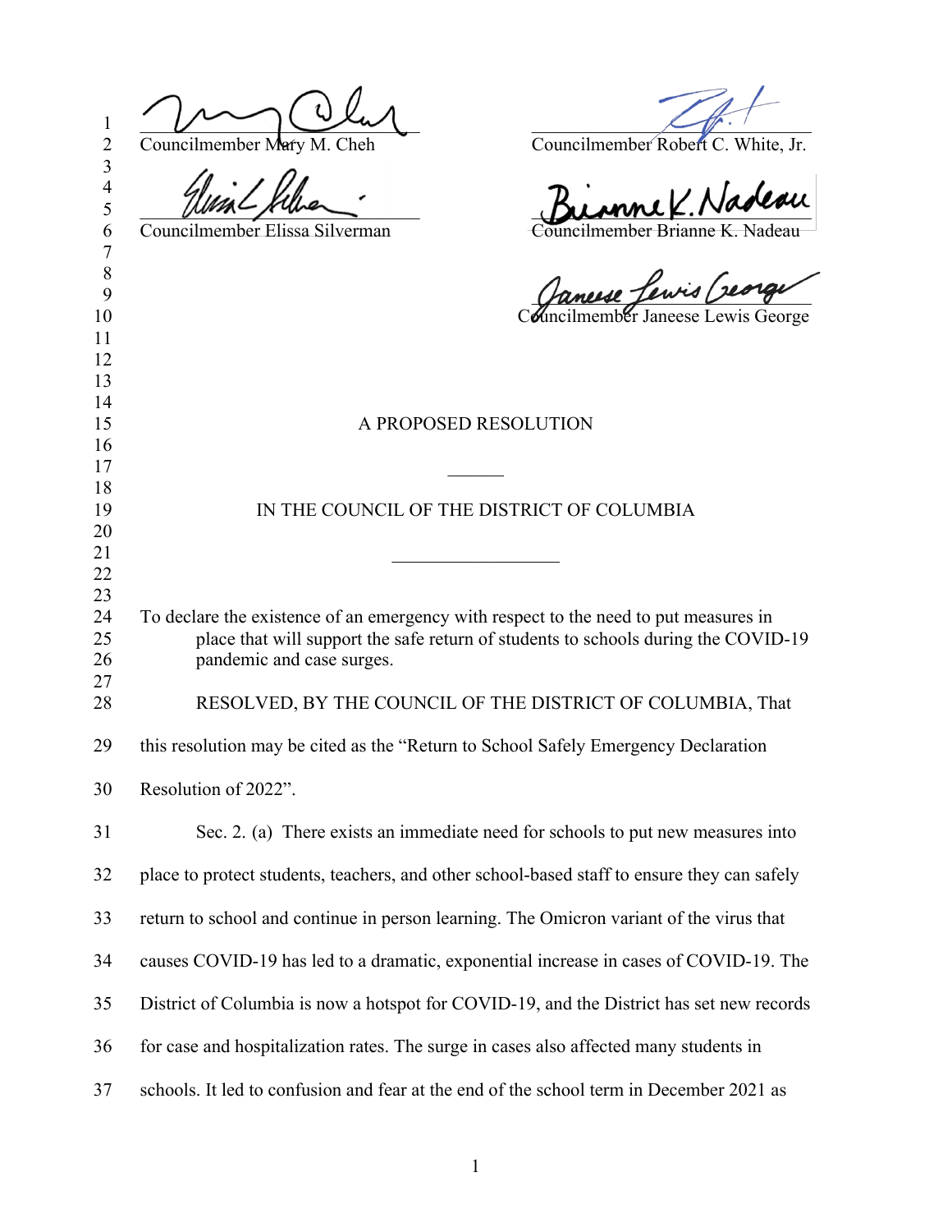Councilmember Mary M. Cheh

Councilmember Robert C. White, Jr.

Councilmember Elissa Silverman

Councilmember Brianne K. Nadeau

Councilmember Janeese Lewis George

A PROPOSED RESOLUTION

______

IN THE COUNCIL OF THE DISTRICT OF COLUMBIA

__________________

To declare the existence of an emergency with respect to the need to put measures in place that will support the safe return of students to schools during the COVID-19 pandemic and case surges.

RESOLVED, BY THE COUNCIL OF THE DISTRICT OF COLUMBIA, That this resolution may be cited as the "Return to School Safely Emergency Declaration Resolution of 2022".

Sec. 2. (a) There exists an immediate need for schools to put new measures into place to protect students, teachers, and other school-based staff to ensure they can safely return to school and continue in person learning. The Omicron variant of the virus that causes COVID-19 has led to a dramatic, exponential increase in cases of COVID-19. The District of Columbia is now a hotspot for COVID-19, and the District has set new records for case and hospitalization rates. The surge in cases also affected many students in schools. It led to confusion and fear at the end of the school term in December 2021 as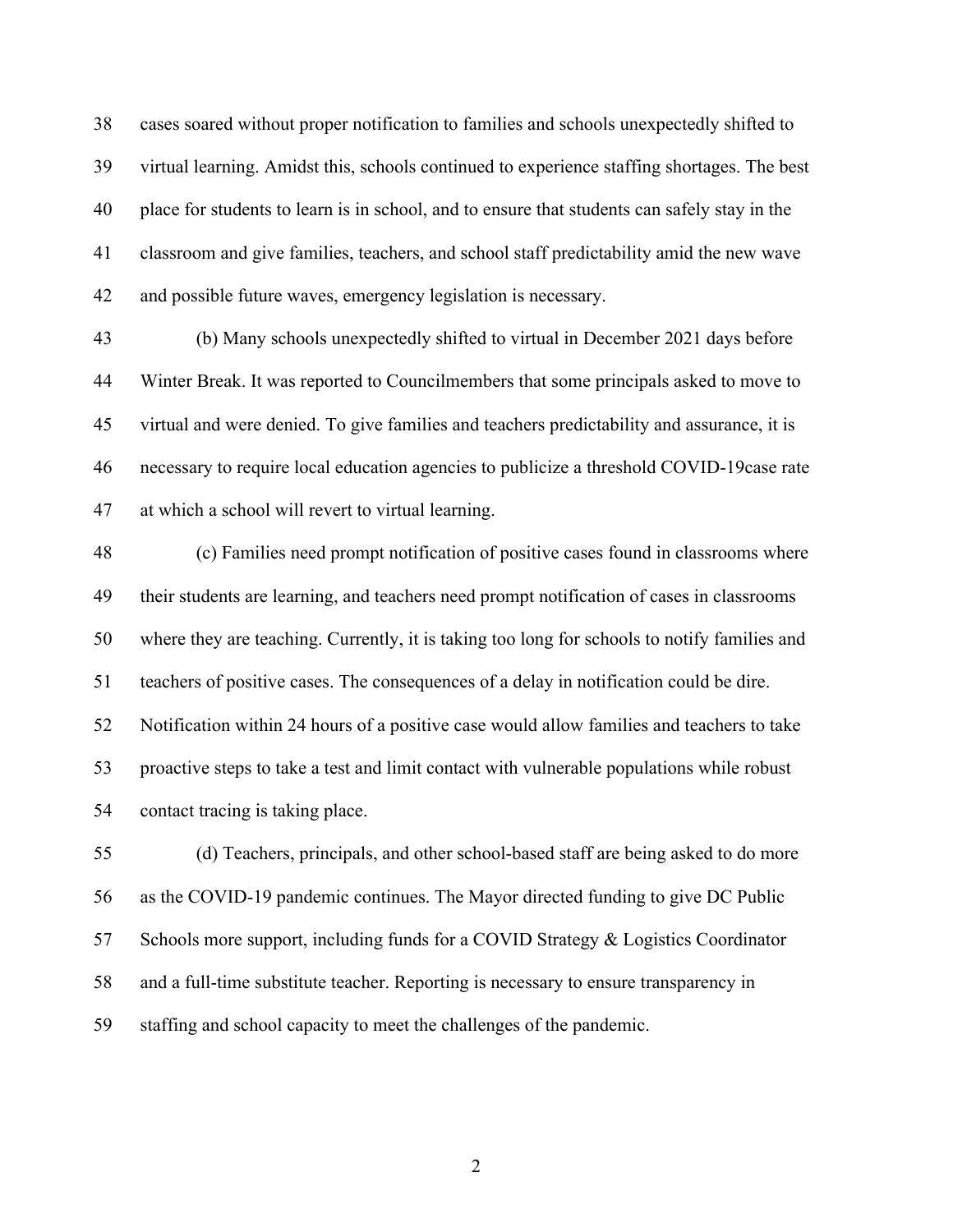cases soared without proper notification to families and schools unexpectedly shifted to virtual learning. Amidst this, schools continued to experience staffing shortages. The best place for students to learn is in school, and to ensure that students can safely stay in the classroom and give families, teachers, and school staff predictability amid the new wave and possible future waves, emergency legislation is necessary.

(b) Many schools unexpectedly shifted to virtual in December 2021 days before Winter Break. It was reported to Councilmembers that some principals asked to move to virtual and were denied. To give families and teachers predictability and assurance, it is necessary to require local education agencies to publicize a threshold COVID-19case rate at which a school will revert to virtual learning.

(c) Families need prompt notification of positive cases found in classrooms where their students are learning, and teachers need prompt notification of cases in classrooms where they are teaching. Currently, it is taking too long for schools to notify families and teachers of positive cases. The consequences of a delay in notification could be dire. Notification within 24 hours of a positive case would allow families and teachers to take proactive steps to take a test and limit contact with vulnerable populations while robust contact tracing is taking place.

(d) Teachers, principals, and other school-based staff are being asked to do more as the COVID-19 pandemic continues. The Mayor directed funding to give DC Public Schools more support, including funds for a COVID Strategy & Logistics Coordinator and a full-time substitute teacher. Reporting is necessary to ensure transparency in staffing and school capacity to meet the challenges of the pandemic.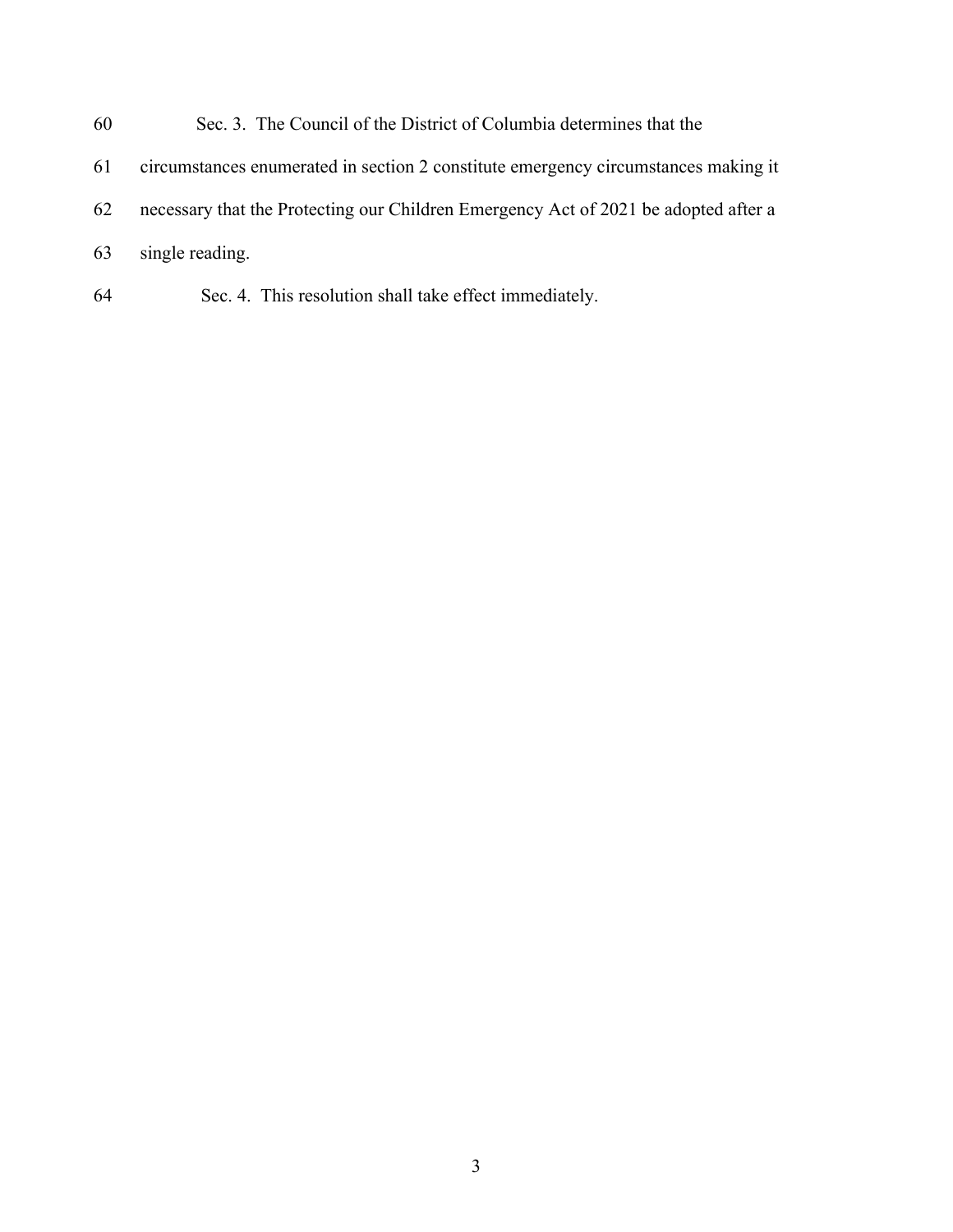Sec. 3. The Council of the District of Columbia determines that the circumstances enumerated in section 2 constitute emergency circumstances making it necessary that the Protecting our Children Emergency Act of 2021 be adopted after a single reading.

Sec. 4. This resolution shall take effect immediately.